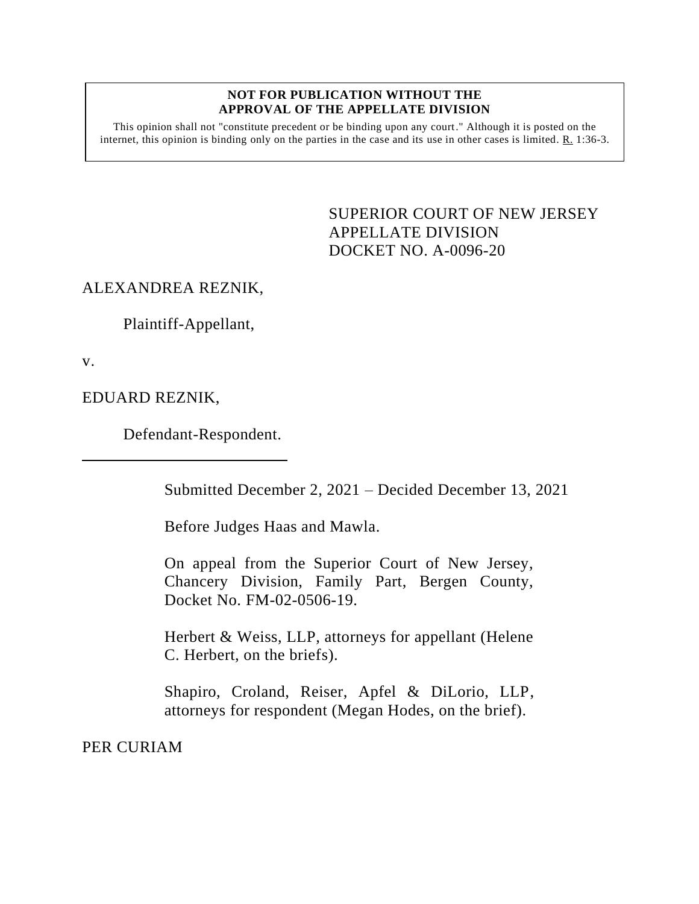**NOT FOR PUBLICATION WITHOUT THE APPROVAL OF THE APPELLATE DIVISION**

This opinion shall not "constitute precedent or be binding upon any court." Although it is posted on the internet, this opinion is binding only on the parties in the case and its use in other cases is limited. R. 1:36-3.

SUPERIOR COURT OF NEW JERSEY
APPELLATE DIVISION
DOCKET NO. A-0096-20

ALEXANDREA REZNIK,

Plaintiff-Appellant,

v.

EDUARD REZNIK,

Defendant-Respondent.

Submitted December 2, 2021 – Decided December 13, 2021

Before Judges Haas and Mawla.

On appeal from the Superior Court of New Jersey, Chancery Division, Family Part, Bergen County, Docket No. FM-02-0506-19.

Herbert & Weiss, LLP, attorneys for appellant (Helene C. Herbert, on the briefs).

Shapiro, Croland, Reiser, Apfel & DiLorio, LLP, attorneys for respondent (Megan Hodes, on the brief).

PER CURIAM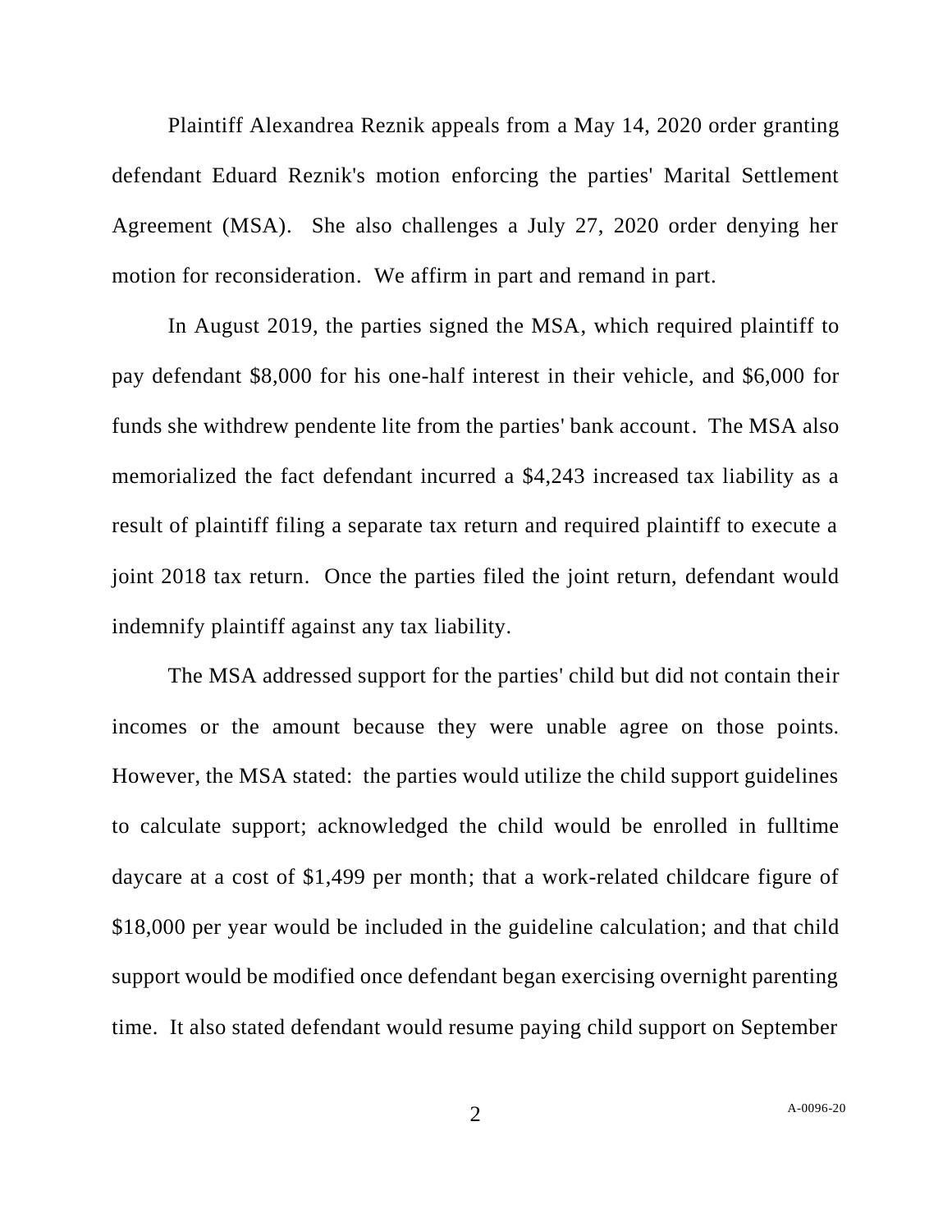Plaintiff Alexandrea Reznik appeals from a May 14, 2020 order granting defendant Eduard Reznik's motion enforcing the parties' Marital Settlement Agreement (MSA). She also challenges a July 27, 2020 order denying her motion for reconsideration. We affirm in part and remand in part.

In August 2019, the parties signed the MSA, which required plaintiff to pay defendant $8,000 for his one-half interest in their vehicle, and $6,000 for funds she withdrew pendente lite from the parties' bank account. The MSA also memorialized the fact defendant incurred a $4,243 increased tax liability as a result of plaintiff filing a separate tax return and required plaintiff to execute a joint 2018 tax return. Once the parties filed the joint return, defendant would indemnify plaintiff against any tax liability.

The MSA addressed support for the parties' child but did not contain their incomes or the amount because they were unable agree on those points. However, the MSA stated: the parties would utilize the child support guidelines to calculate support; acknowledged the child would be enrolled in fulltime daycare at a cost of $1,499 per month; that a work-related childcare figure of $18,000 per year would be included in the guideline calculation; and that child support would be modified once defendant began exercising overnight parenting time. It also stated defendant would resume paying child support on September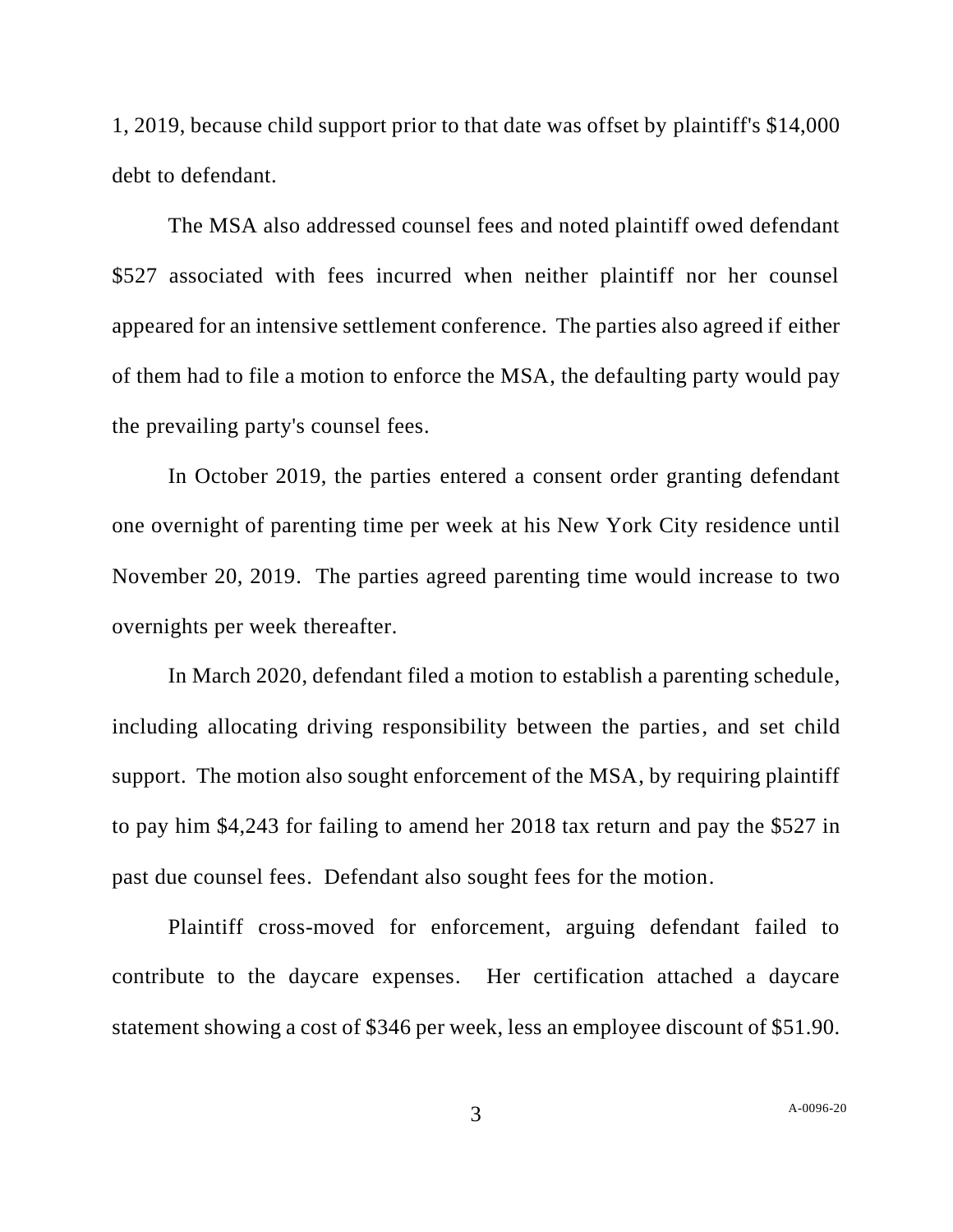1, 2019, because child support prior to that date was offset by plaintiff's $14,000 debt to defendant.

The MSA also addressed counsel fees and noted plaintiff owed defendant $527 associated with fees incurred when neither plaintiff nor her counsel appeared for an intensive settlement conference. The parties also agreed if either of them had to file a motion to enforce the MSA, the defaulting party would pay the prevailing party's counsel fees.

In October 2019, the parties entered a consent order granting defendant one overnight of parenting time per week at his New York City residence until November 20, 2019. The parties agreed parenting time would increase to two overnights per week thereafter.

In March 2020, defendant filed a motion to establish a parenting schedule, including allocating driving responsibility between the parties, and set child support. The motion also sought enforcement of the MSA, by requiring plaintiff to pay him $4,243 for failing to amend her 2018 tax return and pay the $527 in past due counsel fees. Defendant also sought fees for the motion.

Plaintiff cross-moved for enforcement, arguing defendant failed to contribute to the daycare expenses. Her certification attached a daycare statement showing a cost of $346 per week, less an employee discount of $51.90.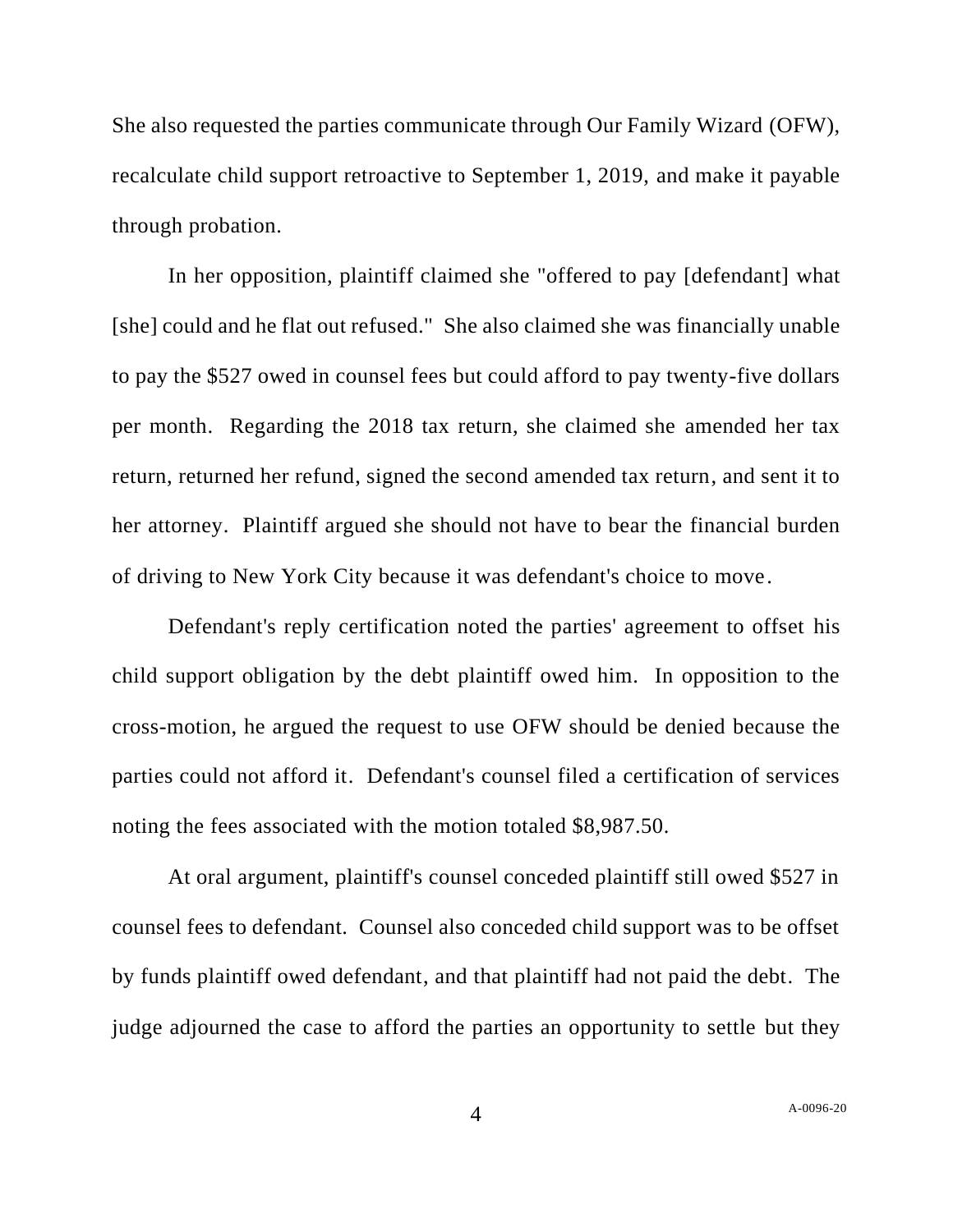She also requested the parties communicate through Our Family Wizard (OFW), recalculate child support retroactive to September 1, 2019, and make it payable through probation.

In her opposition, plaintiff claimed she "offered to pay [defendant] what [she] could and he flat out refused." She also claimed she was financially unable to pay the $527 owed in counsel fees but could afford to pay twenty-five dollars per month. Regarding the 2018 tax return, she claimed she amended her tax return, returned her refund, signed the second amended tax return, and sent it to her attorney. Plaintiff argued she should not have to bear the financial burden of driving to New York City because it was defendant's choice to move.

Defendant's reply certification noted the parties' agreement to offset his child support obligation by the debt plaintiff owed him. In opposition to the cross-motion, he argued the request to use OFW should be denied because the parties could not afford it. Defendant's counsel filed a certification of services noting the fees associated with the motion totaled $8,987.50.

At oral argument, plaintiff's counsel conceded plaintiff still owed $527 in counsel fees to defendant. Counsel also conceded child support was to be offset by funds plaintiff owed defendant, and that plaintiff had not paid the debt. The judge adjourned the case to afford the parties an opportunity to settle but they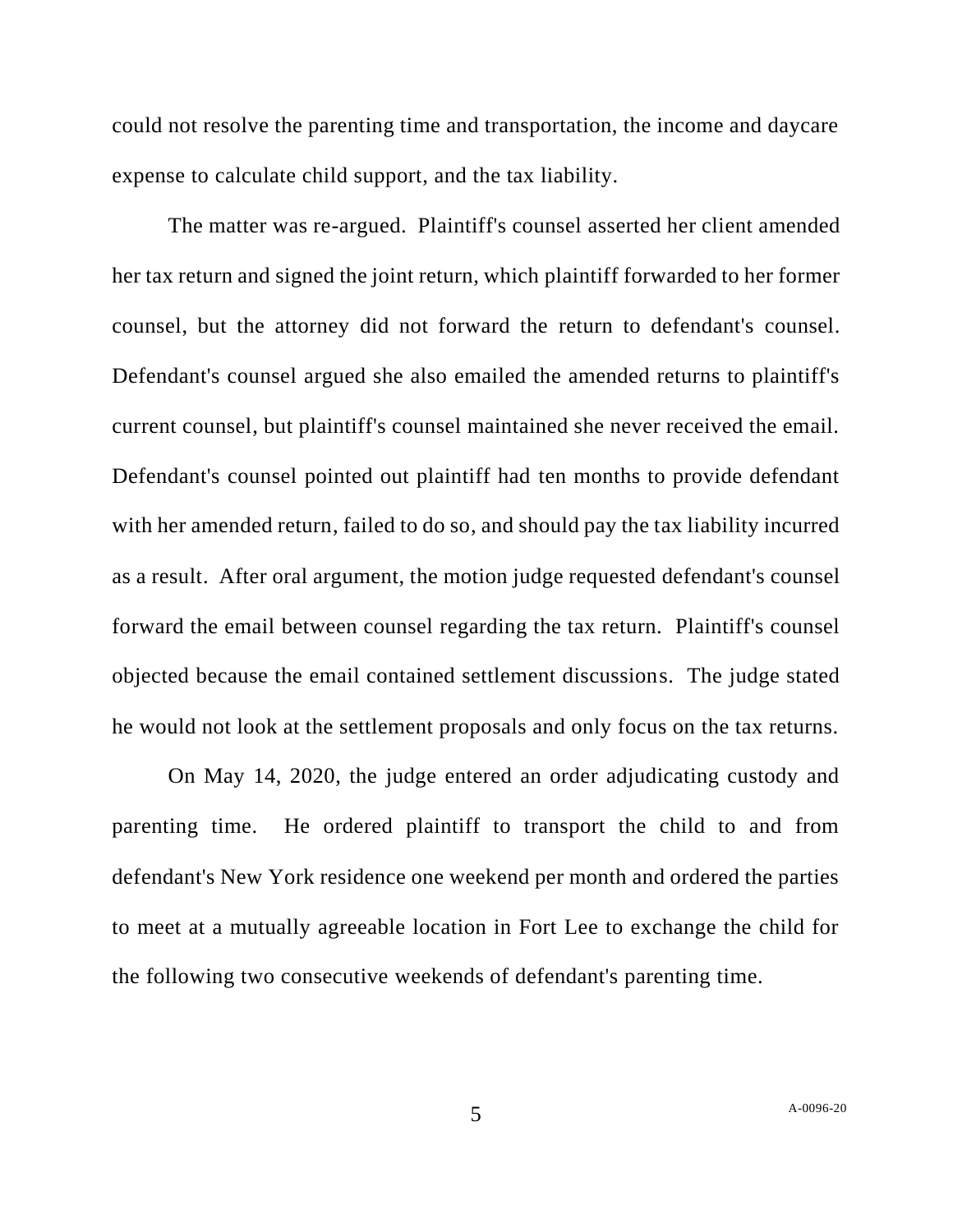could not resolve the parenting time and transportation, the income and daycare expense to calculate child support, and the tax liability.

The matter was re-argued. Plaintiff's counsel asserted her client amended her tax return and signed the joint return, which plaintiff forwarded to her former counsel, but the attorney did not forward the return to defendant's counsel. Defendant's counsel argued she also emailed the amended returns to plaintiff's current counsel, but plaintiff's counsel maintained she never received the email. Defendant's counsel pointed out plaintiff had ten months to provide defendant with her amended return, failed to do so, and should pay the tax liability incurred as a result. After oral argument, the motion judge requested defendant's counsel forward the email between counsel regarding the tax return. Plaintiff's counsel objected because the email contained settlement discussions. The judge stated he would not look at the settlement proposals and only focus on the tax returns.

On May 14, 2020, the judge entered an order adjudicating custody and parenting time. He ordered plaintiff to transport the child to and from defendant's New York residence one weekend per month and ordered the parties to meet at a mutually agreeable location in Fort Lee to exchange the child for the following two consecutive weekends of defendant's parenting time.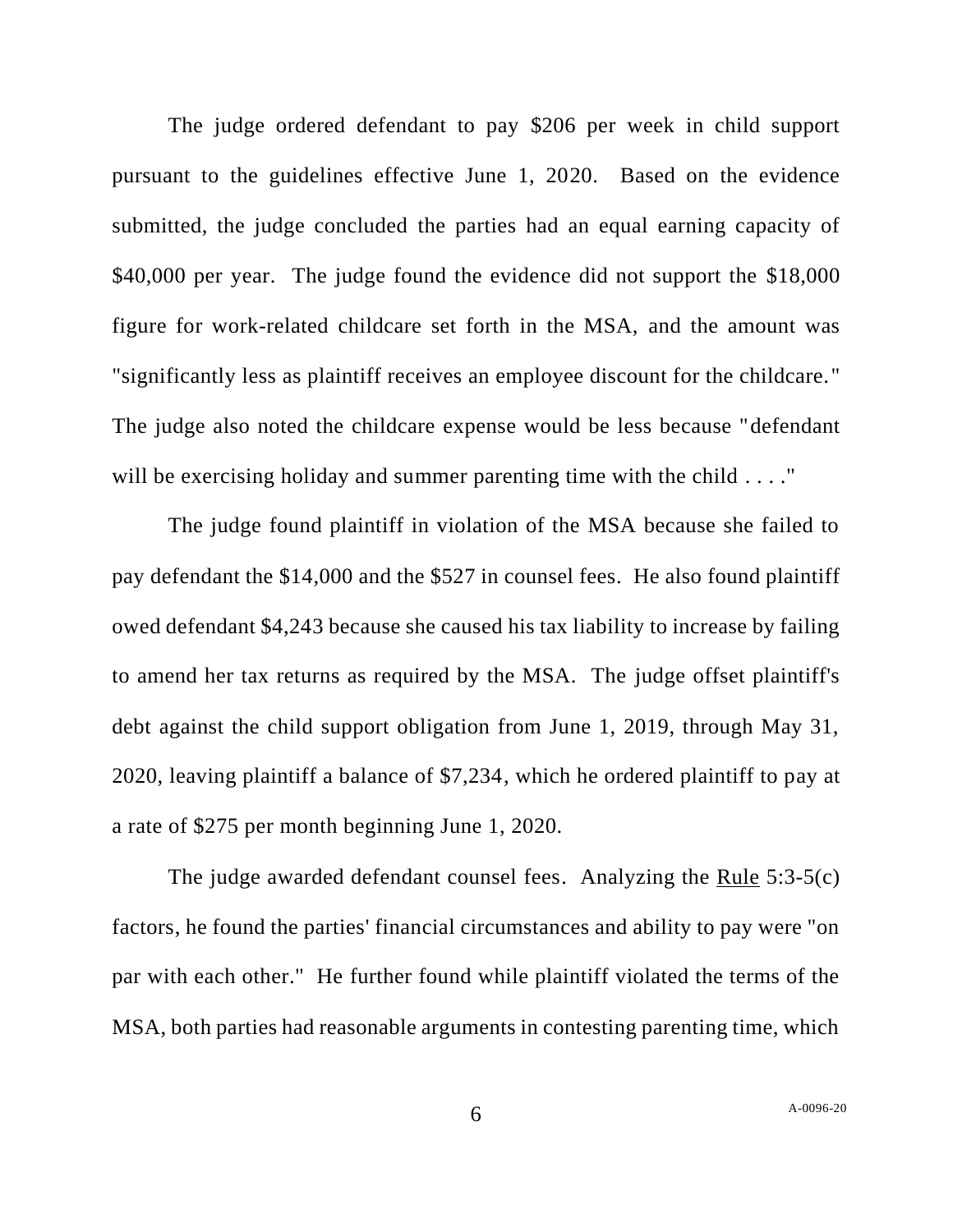The judge ordered defendant to pay $206 per week in child support pursuant to the guidelines effective June 1, 2020. Based on the evidence submitted, the judge concluded the parties had an equal earning capacity of $40,000 per year. The judge found the evidence did not support the $18,000 figure for work-related childcare set forth in the MSA, and the amount was "significantly less as plaintiff receives an employee discount for the childcare." The judge also noted the childcare expense would be less because "defendant will be exercising holiday and summer parenting time with the child . . . ."

The judge found plaintiff in violation of the MSA because she failed to pay defendant the $14,000 and the $527 in counsel fees. He also found plaintiff owed defendant $4,243 because she caused his tax liability to increase by failing to amend her tax returns as required by the MSA. The judge offset plaintiff's debt against the child support obligation from June 1, 2019, through May 31, 2020, leaving plaintiff a balance of $7,234, which he ordered plaintiff to pay at a rate of $275 per month beginning June 1, 2020.

The judge awarded defendant counsel fees. Analyzing the Rule 5:3-5(c) factors, he found the parties' financial circumstances and ability to pay were "on par with each other." He further found while plaintiff violated the terms of the MSA, both parties had reasonable arguments in contesting parenting time, which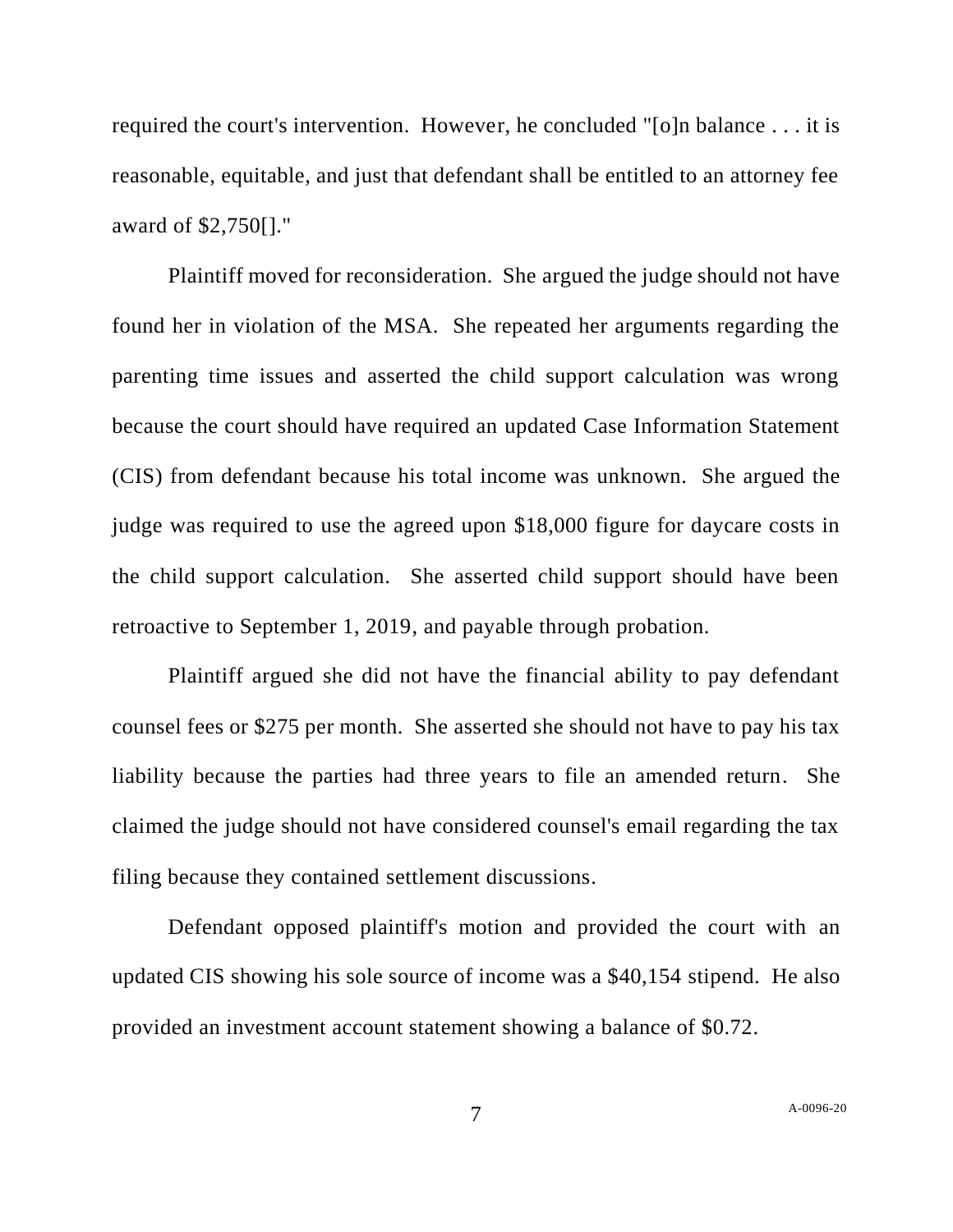required the court's intervention. However, he concluded "[o]n balance . . . it is reasonable, equitable, and just that defendant shall be entitled to an attorney fee award of $2,750[]."

Plaintiff moved for reconsideration. She argued the judge should not have found her in violation of the MSA. She repeated her arguments regarding the parenting time issues and asserted the child support calculation was wrong because the court should have required an updated Case Information Statement (CIS) from defendant because his total income was unknown. She argued the judge was required to use the agreed upon $18,000 figure for daycare costs in the child support calculation. She asserted child support should have been retroactive to September 1, 2019, and payable through probation.

Plaintiff argued she did not have the financial ability to pay defendant counsel fees or $275 per month. She asserted she should not have to pay his tax liability because the parties had three years to file an amended return. She claimed the judge should not have considered counsel's email regarding the tax filing because they contained settlement discussions.

Defendant opposed plaintiff's motion and provided the court with an updated CIS showing his sole source of income was a $40,154 stipend. He also provided an investment account statement showing a balance of $0.72.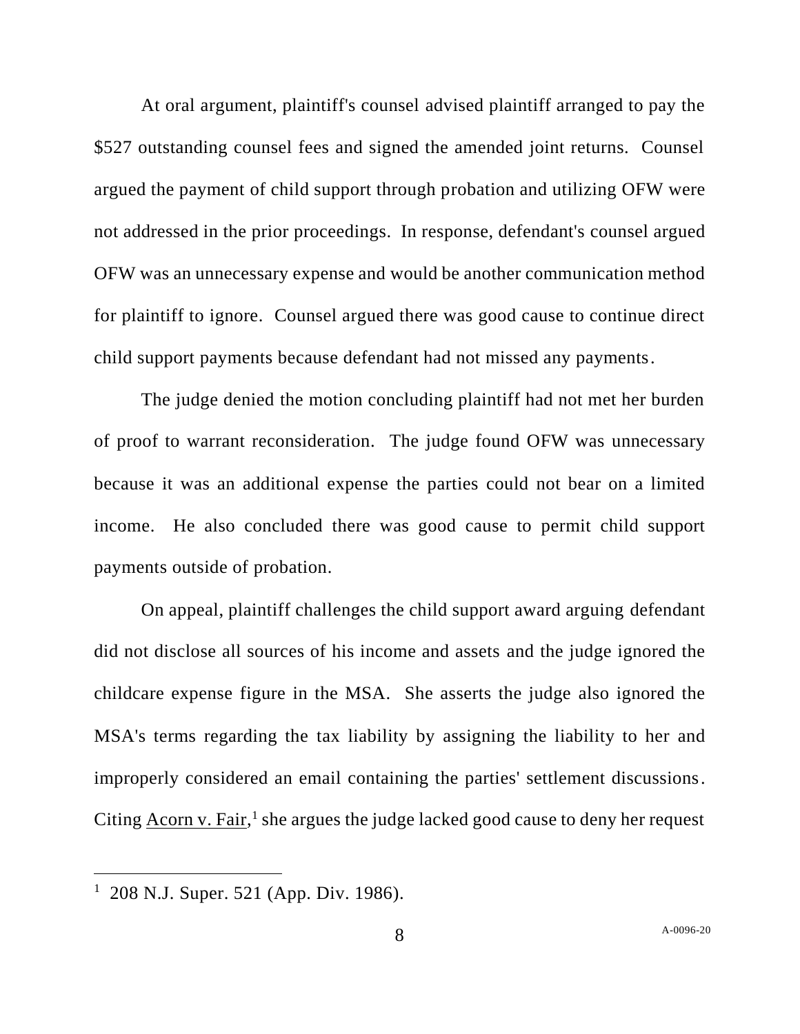At oral argument, plaintiff's counsel advised plaintiff arranged to pay the $527 outstanding counsel fees and signed the amended joint returns. Counsel argued the payment of child support through probation and utilizing OFW were not addressed in the prior proceedings. In response, defendant's counsel argued OFW was an unnecessary expense and would be another communication method for plaintiff to ignore. Counsel argued there was good cause to continue direct child support payments because defendant had not missed any payments.

The judge denied the motion concluding plaintiff had not met her burden of proof to warrant reconsideration. The judge found OFW was unnecessary because it was an additional expense the parties could not bear on a limited income. He also concluded there was good cause to permit child support payments outside of probation.

On appeal, plaintiff challenges the child support award arguing defendant did not disclose all sources of his income and assets and the judge ignored the childcare expense figure in the MSA. She asserts the judge also ignored the MSA's terms regarding the tax liability by assigning the liability to her and improperly considered an email containing the parties' settlement discussions. Citing Acorn v. Fair,[1] she argues the judge lacked good cause to deny her request

---

[1] 208 N.J. Super. 521 (App. Div. 1986).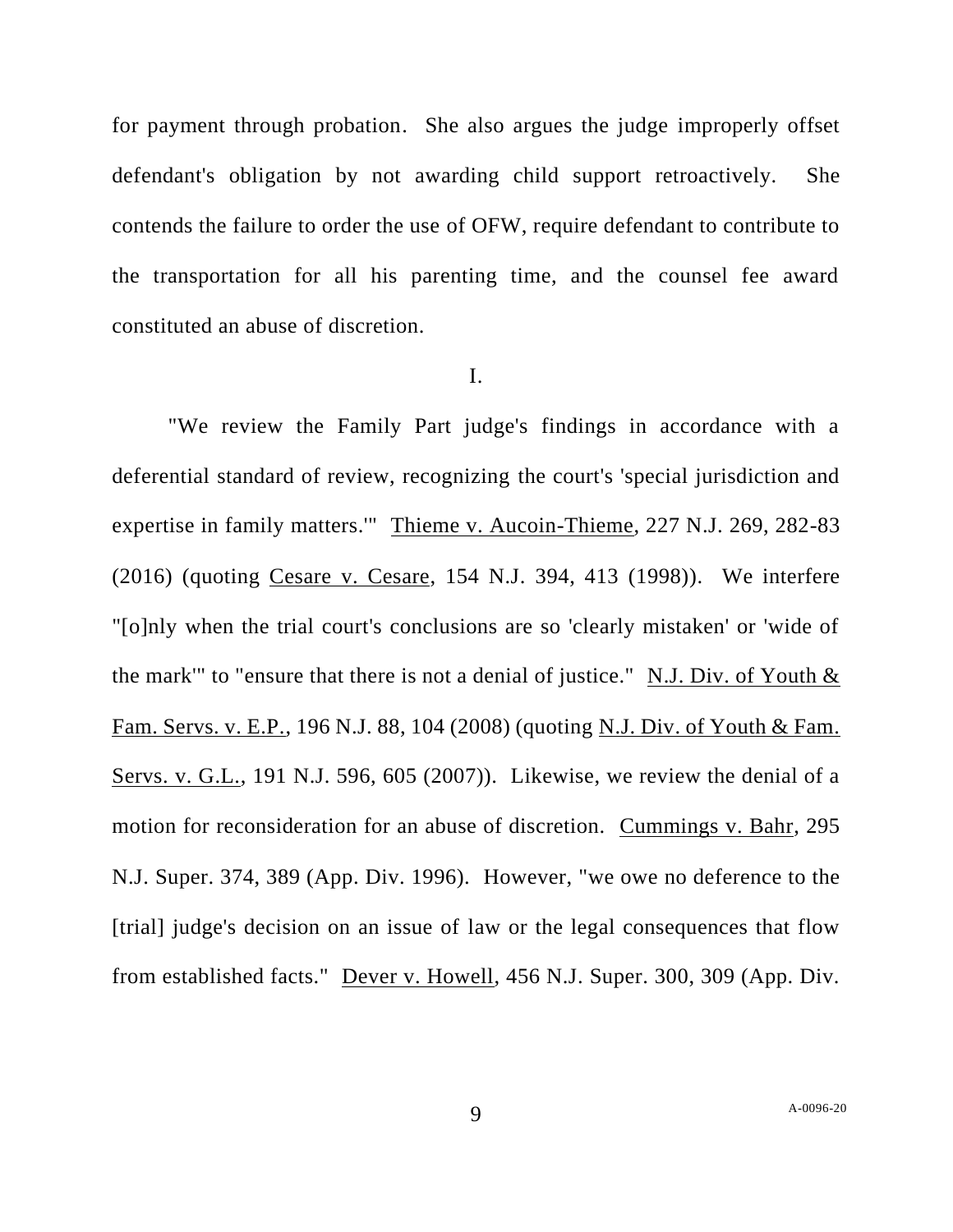for payment through probation. She also argues the judge improperly offset defendant's obligation by not awarding child support retroactively. She contends the failure to order the use of OFW, require defendant to contribute to the transportation for all his parenting time, and the counsel fee award constituted an abuse of discretion.

## I.

"We review the Family Part judge's findings in accordance with a deferential standard of review, recognizing the court's 'special jurisdiction and expertise in family matters.'" Thieme v. Aucoin-Thieme, 227 N.J. 269, 282-83 (2016) (quoting Cesare v. Cesare, 154 N.J. 394, 413 (1998)). We interfere "[o]nly when the trial court's conclusions are so 'clearly mistaken' or 'wide of the mark'" to "ensure that there is not a denial of justice." N.J. Div. of Youth & Fam. Servs. v. E.P., 196 N.J. 88, 104 (2008) (quoting N.J. Div. of Youth & Fam. Servs. v. G.L., 191 N.J. 596, 605 (2007)). Likewise, we review the denial of a motion for reconsideration for an abuse of discretion. Cummings v. Bahr, 295 N.J. Super. 374, 389 (App. Div. 1996). However, "we owe no deference to the [trial] judge's decision on an issue of law or the legal consequences that flow from established facts." Dever v. Howell, 456 N.J. Super. 300, 309 (App. Div.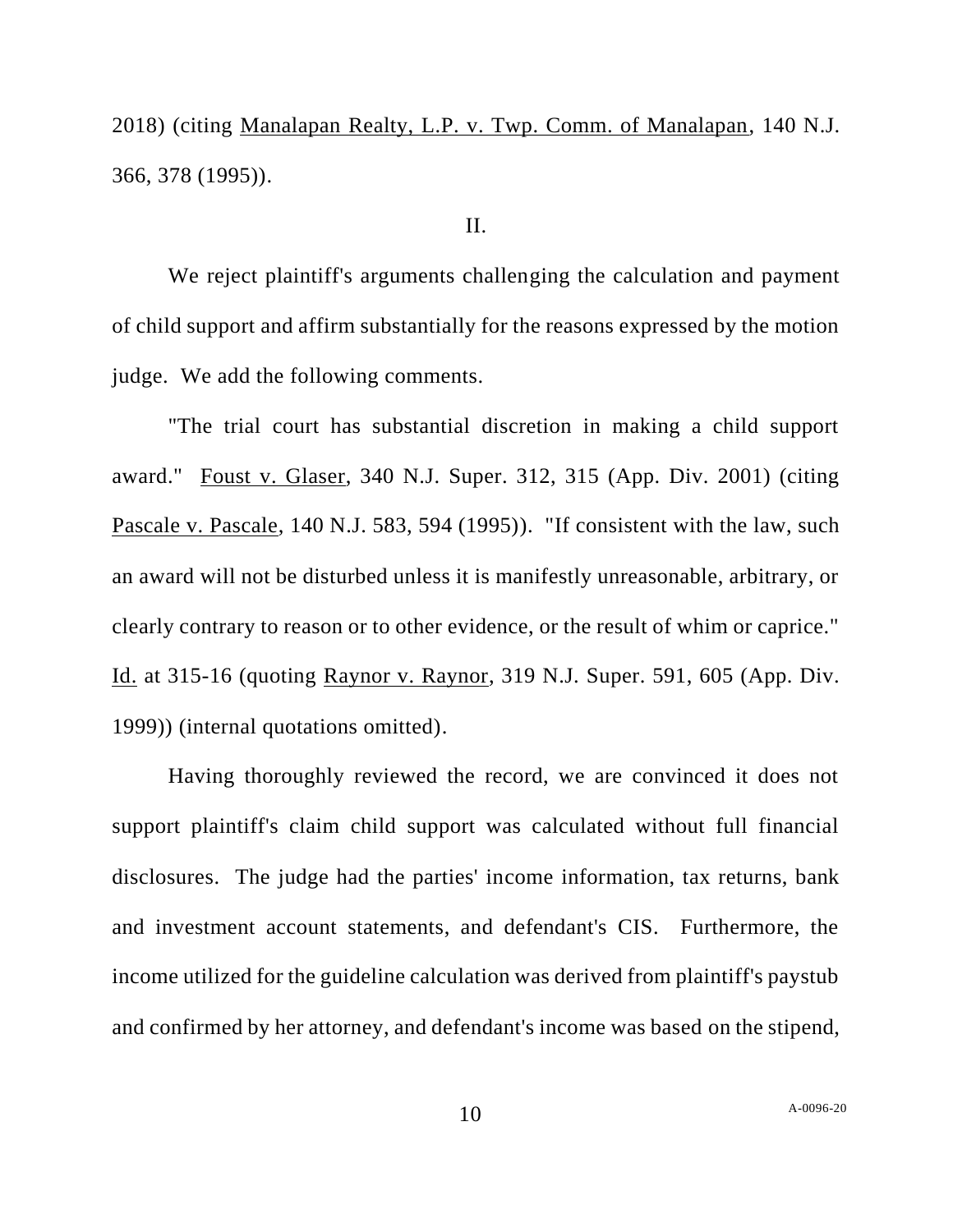2018) (citing Manalapan Realty, L.P. v. Twp. Comm. of Manalapan, 140 N.J. 366, 378 (1995)).

## II.

We reject plaintiff's arguments challenging the calculation and payment of child support and affirm substantially for the reasons expressed by the motion judge. We add the following comments.

"The trial court has substantial discretion in making a child support award." Foust v. Glaser, 340 N.J. Super. 312, 315 (App. Div. 2001) (citing Pascale v. Pascale, 140 N.J. 583, 594 (1995)). "If consistent with the law, such an award will not be disturbed unless it is manifestly unreasonable, arbitrary, or clearly contrary to reason or to other evidence, or the result of whim or caprice." Id. at 315-16 (quoting Raynor v. Raynor, 319 N.J. Super. 591, 605 (App. Div. 1999)) (internal quotations omitted).

Having thoroughly reviewed the record, we are convinced it does not support plaintiff's claim child support was calculated without full financial disclosures. The judge had the parties' income information, tax returns, bank and investment account statements, and defendant's CIS. Furthermore, the income utilized for the guideline calculation was derived from plaintiff's paystub and confirmed by her attorney, and defendant's income was based on the stipend,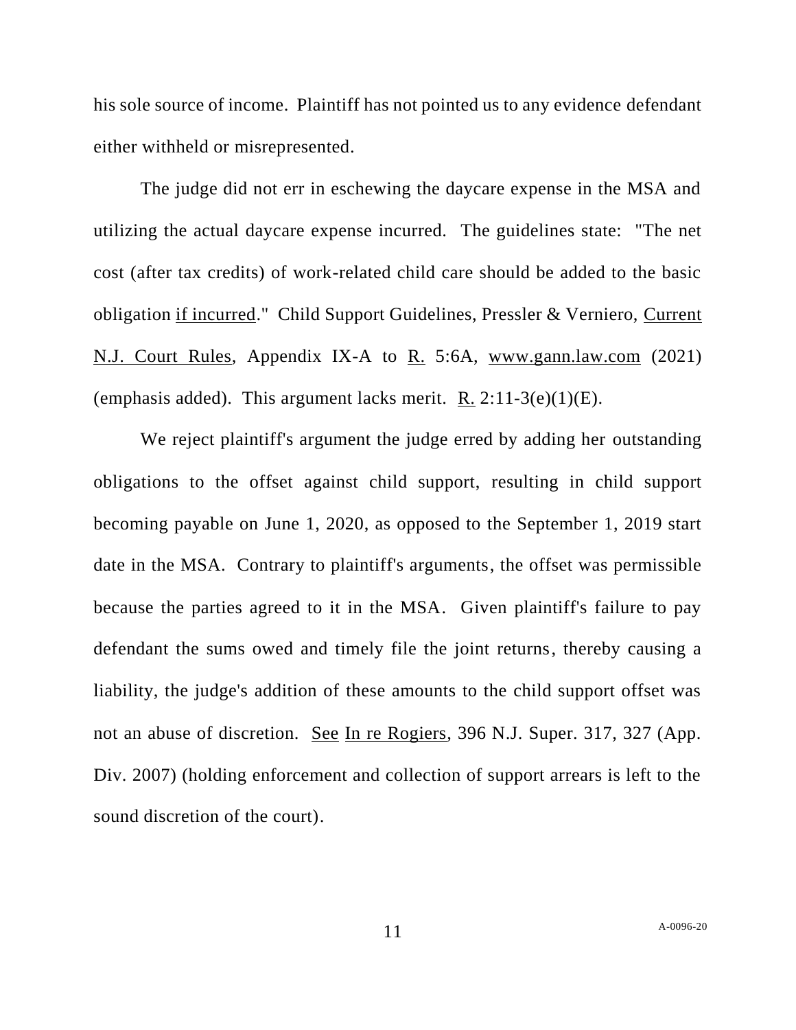his sole source of income. Plaintiff has not pointed us to any evidence defendant either withheld or misrepresented.

The judge did not err in eschewing the daycare expense in the MSA and utilizing the actual daycare expense incurred. The guidelines state: "The net cost (after tax credits) of work-related child care should be added to the basic obligation <u>if incurred</u>." Child Support Guidelines, Pressler & Verniero, <u>Current N.J. Court Rules</u>, Appendix IX-A to <u>R.</u> 5:6A, <u>www.gann.law.com</u> (2021) (emphasis added). This argument lacks merit. <u>R.</u> 2:11-3(e)(1)(E).

We reject plaintiff's argument the judge erred by adding her outstanding obligations to the offset against child support, resulting in child support becoming payable on June 1, 2020, as opposed to the September 1, 2019 start date in the MSA. Contrary to plaintiff's arguments, the offset was permissible because the parties agreed to it in the MSA. Given plaintiff's failure to pay defendant the sums owed and timely file the joint returns, thereby causing a liability, the judge's addition of these amounts to the child support offset was not an abuse of discretion. <u>See</u> <u>In re Rogiers</u>, 396 N.J. Super. 317, 327 (App. Div. 2007) (holding enforcement and collection of support arrears is left to the sound discretion of the court).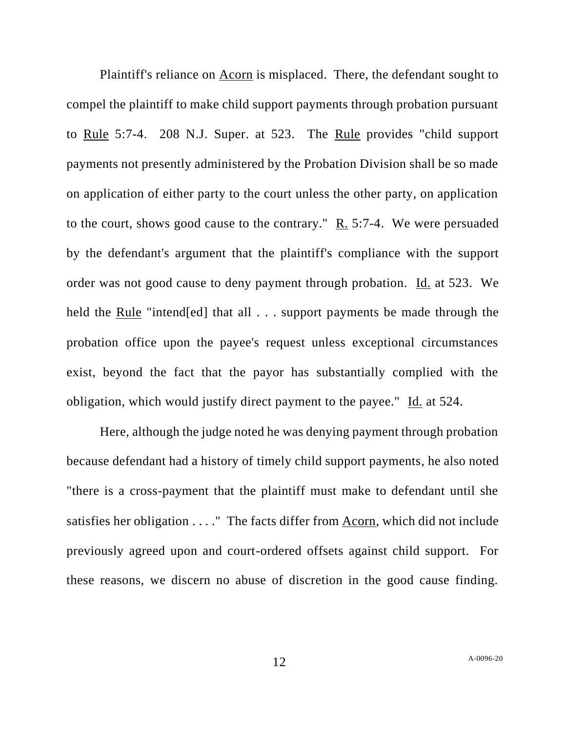Plaintiff's reliance on Acorn is misplaced. There, the defendant sought to compel the plaintiff to make child support payments through probation pursuant to Rule 5:7-4. 208 N.J. Super. at 523. The Rule provides "child support payments not presently administered by the Probation Division shall be so made on application of either party to the court unless the other party, on application to the court, shows good cause to the contrary." R. 5:7-4. We were persuaded by the defendant's argument that the plaintiff's compliance with the support order was not good cause to deny payment through probation. Id. at 523. We held the Rule "intend[ed] that all . . . support payments be made through the probation office upon the payee's request unless exceptional circumstances exist, beyond the fact that the payor has substantially complied with the obligation, which would justify direct payment to the payee." Id. at 524.

Here, although the judge noted he was denying payment through probation because defendant had a history of timely child support payments, he also noted "there is a cross-payment that the plaintiff must make to defendant until she satisfies her obligation . . . ." The facts differ from Acorn, which did not include previously agreed upon and court-ordered offsets against child support. For these reasons, we discern no abuse of discretion in the good cause finding.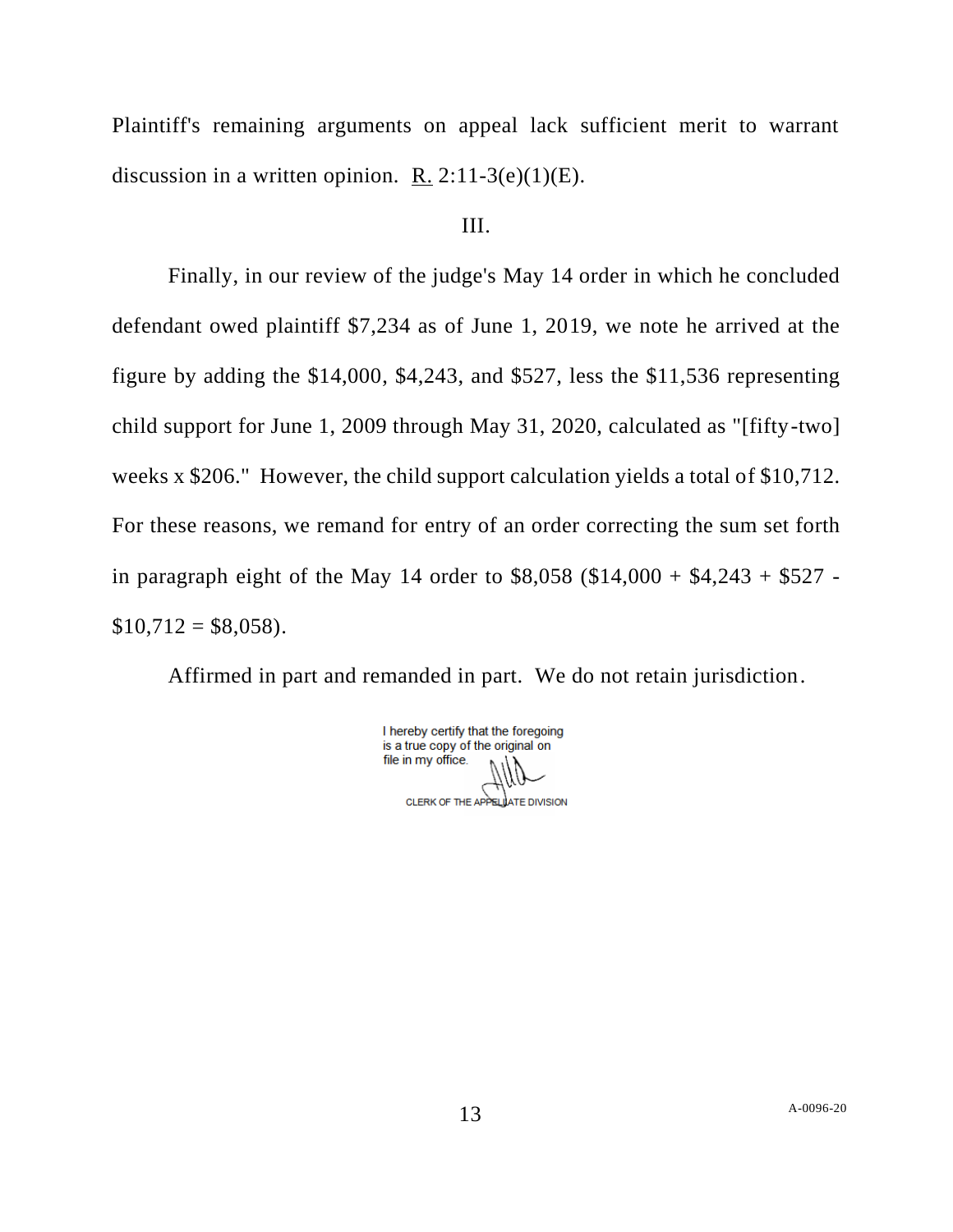Plaintiff's remaining arguments on appeal lack sufficient merit to warrant discussion in a written opinion. R. 2:11-3(e)(1)(E).

III.

Finally, in our review of the judge's May 14 order in which he concluded defendant owed plaintiff $7,234 as of June 1, 2019, we note he arrived at the figure by adding the $14,000, $4,243, and $527, less the $11,536 representing child support for June 1, 2009 through May 31, 2020, calculated as "[fifty-two] weeks x $206." However, the child support calculation yields a total of $10,712. For these reasons, we remand for entry of an order correcting the sum set forth in paragraph eight of the May 14 order to $8,058 ($14,000 + $4,243 + $527 - $10,712 = $8,058).

Affirmed in part and remanded in part. We do not retain jurisdiction.

I hereby certify that the foregoing is a true copy of the original on file in my office.

CLERK OF THE APPELLATE DIVISION